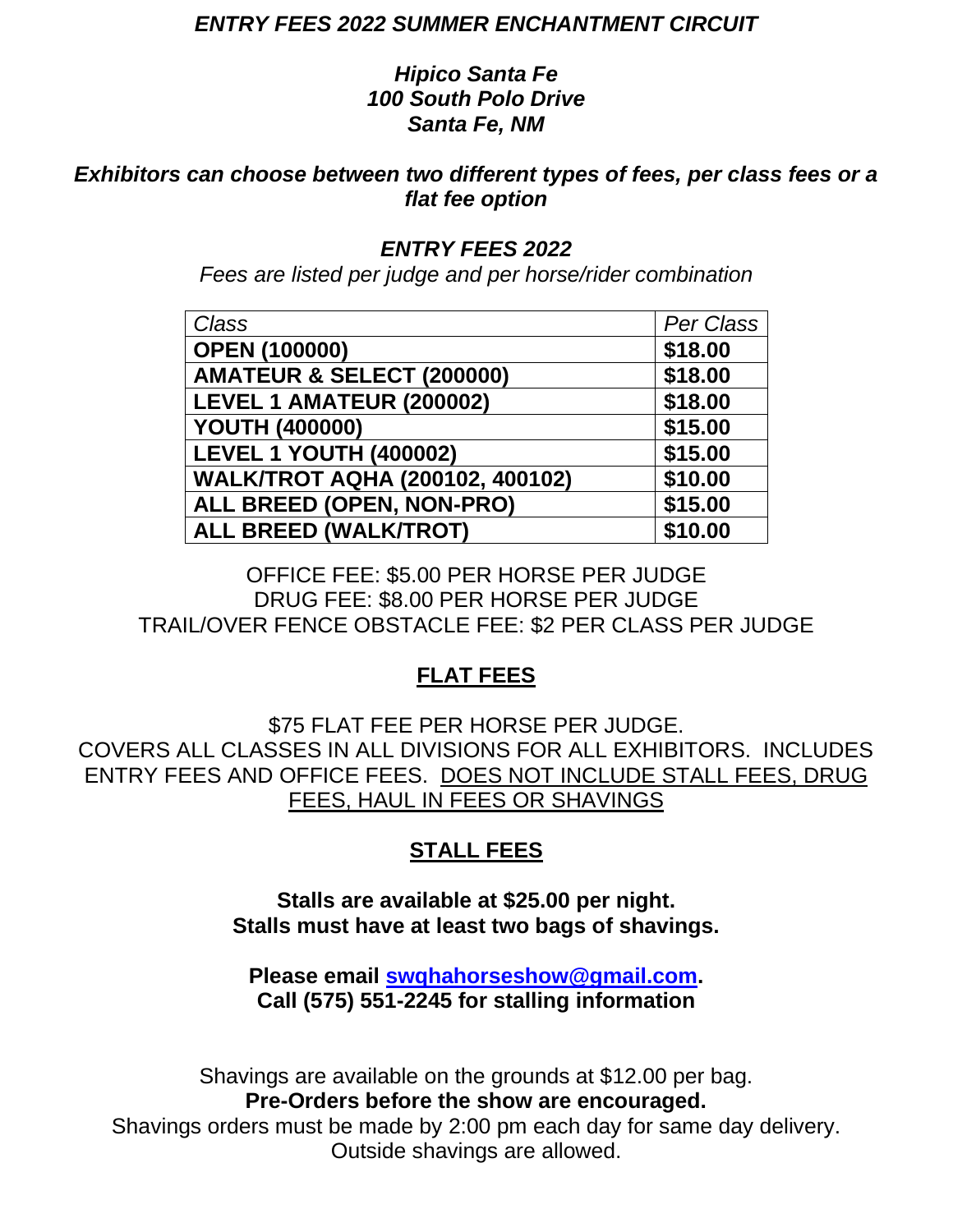# *ENTRY FEES 2022 SUMMER ENCHANTMENT CIRCUIT*

***Hipico Santa Fe***
***100 South Polo Drive***
***Santa Fe, NM***

***Exhibitors can choose between two different types of fees, per class fees or a flat fee option***

## *ENTRY FEES 2022*

*Fees are listed per judge and per horse/rider combination*

| *Class* | *Per Class* |
|---|---|
| **OPEN (100000)** | **$18.00** |
| **AMATEUR & SELECT (200000)** | **$18.00** |
| **LEVEL 1 AMATEUR (200002)** | **$18.00** |
| **YOUTH (400000)** | **$15.00** |
| **LEVEL 1 YOUTH (400002)** | **$15.00** |
| **WALK/TROT AQHA (200102, 400102)** | **$10.00** |
| **ALL BREED (OPEN, NON-PRO)** | **$15.00** |
| **ALL BREED (WALK/TROT)** | **$10.00** |

OFFICE FEE: $5.00 PER HORSE PER JUDGE
DRUG FEE: $8.00 PER HORSE PER JUDGE
TRAIL/OVER FENCE OBSTACLE FEE: $2 PER CLASS PER JUDGE

## FLAT FEES

$75 FLAT FEE PER HORSE PER JUDGE.
COVERS ALL CLASSES IN ALL DIVISIONS FOR ALL EXHIBITORS. INCLUDES ENTRY FEES AND OFFICE FEES. DOES NOT INCLUDE STALL FEES, DRUG FEES, HAUL IN FEES OR SHAVINGS

## STALL FEES

**Stalls are available at $25.00 per night.**
**Stalls must have at least two bags of shavings.**

**Please email swqhahorseshow@gmail.com.**
**Call (575) 551-2245 for stalling information**

Shavings are available on the grounds at $12.00 per bag.
**Pre-Orders before the show are encouraged.**
Shavings orders must be made by 2:00 pm each day for same day delivery.
Outside shavings are allowed.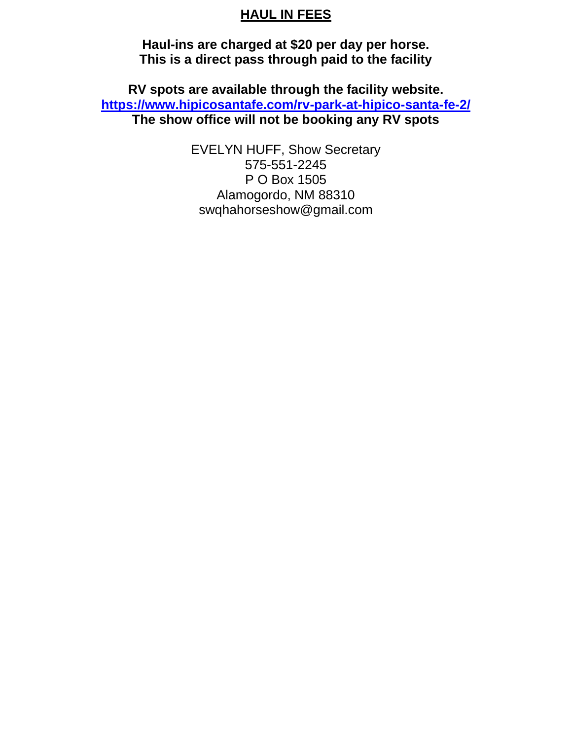## HAUL IN FEES

**Haul-ins are charged at $20 per day per horse.**
**This is a direct pass through paid to the facility**

**RV spots are available through the facility website.**
**[https://www.hipicosantafe.com/rv-park-at-hipico-santa-fe-2/](https://www.hipicosantafe.com/rv-park-at-hipico-santa-fe-2/)**
**The show office will not be booking any RV spots**

EVELYN HUFF, Show Secretary
575-551-2245
P O Box 1505
Alamogordo, NM 88310
swqhahorseshow@gmail.com